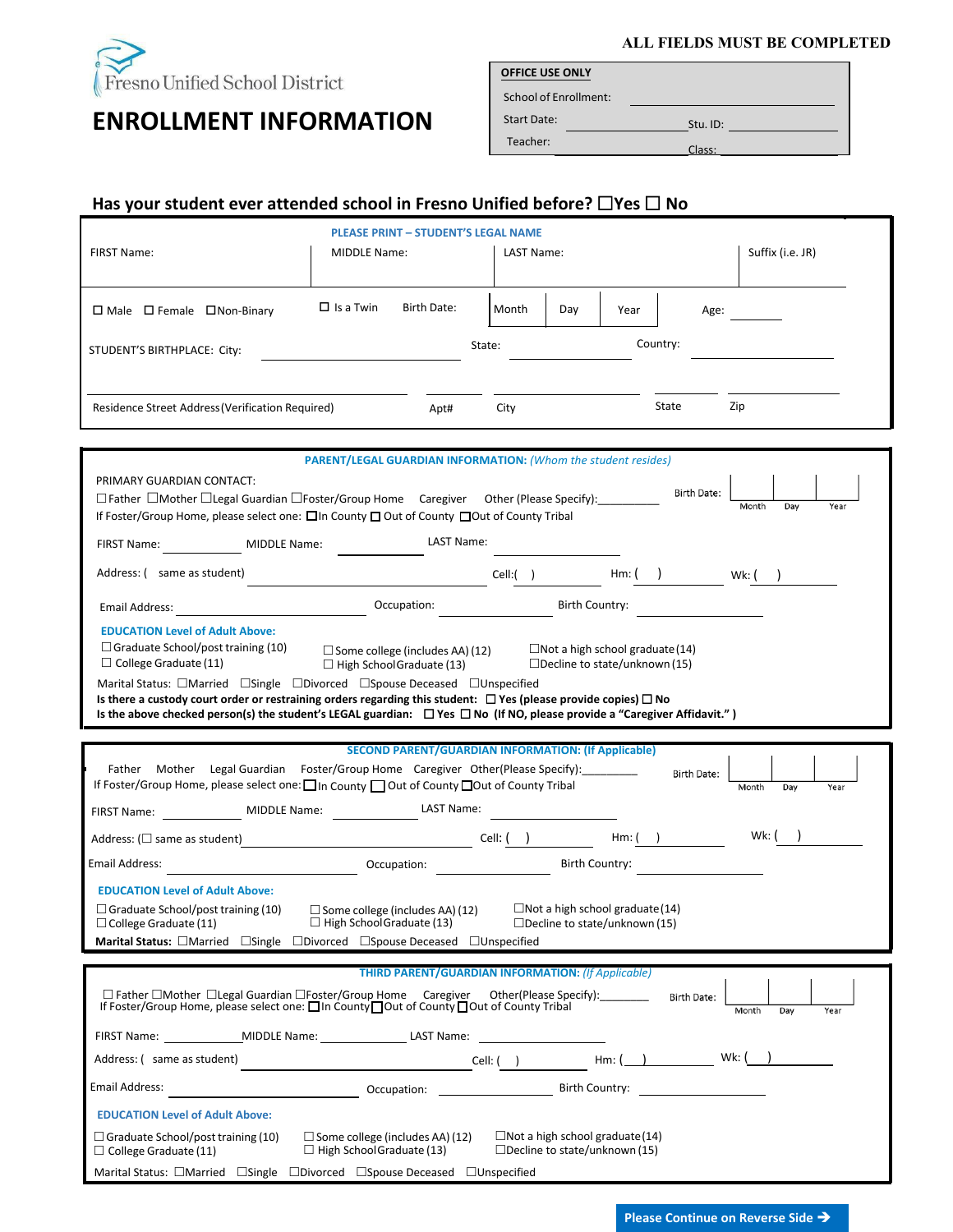Fresno Unified School District

# ENROLLMENT INFORMATION

**ALL FIELDS MUST BE COMPLETED**

| OFFICE USE ONLY | |
|---|---|
| School of Enrollment: | |
| Start Date: | Stu. ID: |
| Teacher: | Class: |

## Has your student ever attended school in Fresno Unified before? ☐Yes ☐ No

**PLEASE PRINT – STUDENT'S LEGAL NAME**

| FIRST Name: | MIDDLE Name: | LAST Name: | Suffix (i.e. JR) |
|---|---|---|---|
| | | | |

☐ Male ☐ Female ☐Non-Binary ☐ Is a Twin Birth Date: Month | Day | Year Age: ______

STUDENT'S BIRTHPLACE: City: ______________ State: ______________ Country: ______________

Residence Street Address (Verification Required) ______________ Apt# ______ City ______________ State ______ Zip ______

---

**PARENT/LEGAL GUARDIAN INFORMATION:** *(Whom the student resides)*

PRIMARY GUARDIAN CONTACT:
☐Father ☐Mother ☐Legal Guardian ☐Foster/Group Home Caregiver Other (Please Specify):__________ Birth Date: Month | Day | Year

If Foster/Group Home, please select one: ☐In County ☐ Out of County ☐Out of County Tribal

FIRST Name: ______________ MIDDLE Name: ______________ LAST Name: ______________

Address: ( same as student) ______________ Cell:( ) ______ Hm: ( ) ______ Wk: ( ) ______

Email Address: ______________ Occupation: ______________ Birth Country: ______________

**EDUCATION Level of Adult Above:**

☐Graduate School/post training (10) ☐ Some college (includes AA) (12) ☐Not a high school graduate (14)
☐ College Graduate (11) ☐ High School Graduate (13) ☐Decline to state/unknown (15)

Marital Status: ☐Married ☐Single ☐Divorced ☐Spouse Deceased ☐Unspecified

**Is there a custody court order or restraining orders regarding this student: ☐ Yes (please provide copies) ☐ No**

**Is the above checked person(s) the student's LEGAL guardian: ☐ Yes ☐ No (If NO, please provide a "Caregiver Affidavit." )**

---

**SECOND PARENT/GUARDIAN INFORMATION: (If Applicable)**

Father Mother Legal Guardian Foster/Group Home Caregiver Other(Please Specify):__________ Birth Date: Month | Day | Year

If Foster/Group Home, please select one: ☐In County ☐ Out of County ☐Out of County Tribal

FIRST Name: ______________ MIDDLE Name: ______________ LAST Name: ______________

Address: (☐ same as student) ______________ Cell: ( ) ______ Hm: ( ) ______ Wk: ( ) ______

Email Address: ______________ Occupation: ______________ Birth Country: ______________

**EDUCATION Level of Adult Above:**

☐Graduate School/post training (10) ☐ Some college (includes AA) (12) ☐Not a high school graduate (14)
☐College Graduate (11) ☐ High School Graduate (13) ☐Decline to state/unknown (15)

**Marital Status:** ☐Married ☐Single ☐Divorced ☐Spouse Deceased ☐Unspecified

---

**THIRD PARENT/GUARDIAN INFORMATION:** *(If Applicable)*

☐ Father ☐Mother ☐Legal Guardian ☐Foster/Group Home Caregiver Other(Please Specify):________ Birth Date: Month | Day | Year

If Foster/Group Home, please select one: ☐In County ☐Out of County ☐Out of County Tribal

FIRST Name: ______________ MIDDLE Name: ______________ LAST Name: ______________

Address: ( same as student) ______________ Cell: ( ) ______ Hm: ( ) ______ Wk: ( ) ______

Email Address: ______________ Occupation: ______________ Birth Country: ______________

**EDUCATION Level of Adult Above:**

☐Graduate School/post training (10) ☐ Some college (includes AA) (12) ☐Not a high school graduate (14)
☐ College Graduate (11) ☐ High School Graduate (13) ☐Decline to state/unknown (15)

Marital Status: ☐Married ☐Single ☐Divorced ☐Spouse Deceased ☐Unspecified

**Please Continue on Reverse Side →**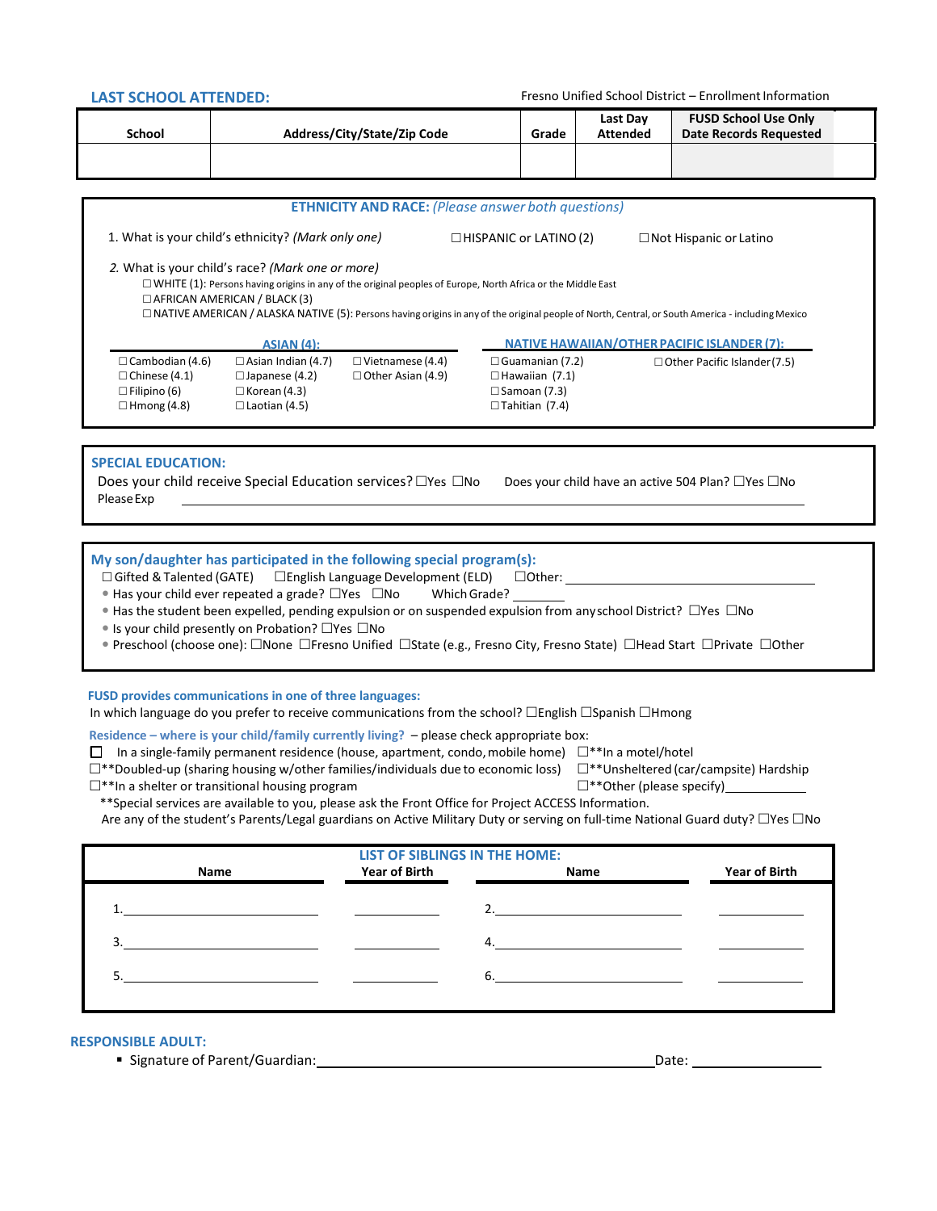## LAST SCHOOL ATTENDED:

Fresno Unified School District – Enrollment Information

| School | Address/City/State/Zip Code | Grade | Last Day Attended | FUSD School Use Only Date Records Requested |
|---|---|---|---|---|
| | | | | |

## ETHNICITY AND RACE: *(Please answer both questions)*

1. What is your child's ethnicity? *(Mark only one)* ☐HISPANIC or LATINO (2) ☐Not Hispanic or Latino

*2.* What is your child's race? *(Mark one or more)*

☐WHITE (1): Persons having origins in any of the original peoples of Europe, North Africa or the Middle East

☐AFRICAN AMERICAN / BLACK (3)

☐NATIVE AMERICAN / ALASKA NATIVE (5): Persons having origins in any of the original people of North, Central, or South America - including Mexico

**ASIAN (4):**

☐Cambodian (4.6) ☐Asian Indian (4.7) ☐Vietnamese (4.4)
☐Chinese (4.1) ☐Japanese (4.2) ☐Other Asian (4.9)
☐Filipino (6) ☐Korean (4.3)
☐Hmong (4.8) ☐Laotian (4.5)

**NATIVE HAWAIIAN/OTHER PACIFIC ISLANDER (7):**

☐Guamanian (7.2) ☐Other Pacific Islander (7.5)
☐Hawaiian (7.1)
☐Samoan (7.3)
☐Tahitian (7.4)

## SPECIAL EDUCATION:

Does your child receive Special Education services? ☐Yes ☐No Does your child have an active 504 Plan? ☐Yes ☐No

Please Exp \_\_\_\_\_\_\_\_\_\_\_\_\_\_\_\_\_\_\_\_\_\_\_\_\_\_\_\_\_\_\_\_\_\_\_\_\_\_\_\_\_\_

## My son/daughter has participated in the following special program(s):

☐Gifted & Talented (GATE) ☐English Language Development (ELD) ☐Other: \_\_\_\_\_\_\_\_\_\_\_\_\_\_\_\_\_\_\_\_\_\_\_\_

- Has your child ever repeated a grade? ☐Yes ☐No Which Grade? \_\_\_\_\_\_\_
- Has the student been expelled, pending expulsion or on suspended expulsion from any school District? ☐Yes ☐No
- Is your child presently on Probation? ☐Yes ☐No
- Preschool (choose one): ☐None ☐Fresno Unified ☐State (e.g., Fresno City, Fresno State) ☐Head Start ☐Private ☐Other

**FUSD provides communications in one of three languages:**

In which language do you prefer to receive communications from the school? ☐English ☐Spanish ☐Hmong

**Residence – where is your child/family currently living?** – please check appropriate box:

☐ In a single-family permanent residence (house, apartment, condo, mobile home) ☐**In a motel/hotel
☐**Doubled-up (sharing housing w/other families/individuals due to economic loss) ☐**Unsheltered (car/campsite) Hardship
☐**In a shelter or transitional housing program ☐**Other (please specify)\_\_\_\_\_\_\_\_\_\_\_\_

**Special services are available to you, please ask the Front Office for Project ACCESS Information.

Are any of the student's Parents/Legal guardians on Active Military Duty or serving on full-time National Guard duty? ☐Yes ☐No

## LIST OF SIBLINGS IN THE HOME:

| Name | Year of Birth | Name | Year of Birth |
|---|---|---|---|
| 1. | | 2. | |
| 3. | | 4. | |
| 5. | | 6. | |

## RESPONSIBLE ADULT:

- Signature of Parent/Guardian:\_\_\_\_\_\_\_\_\_\_\_\_\_\_\_\_\_\_\_\_\_\_\_\_\_\_\_\_\_\_\_\_\_\_\_\_ Date: \_\_\_\_\_\_\_\_\_\_\_\_\_\_